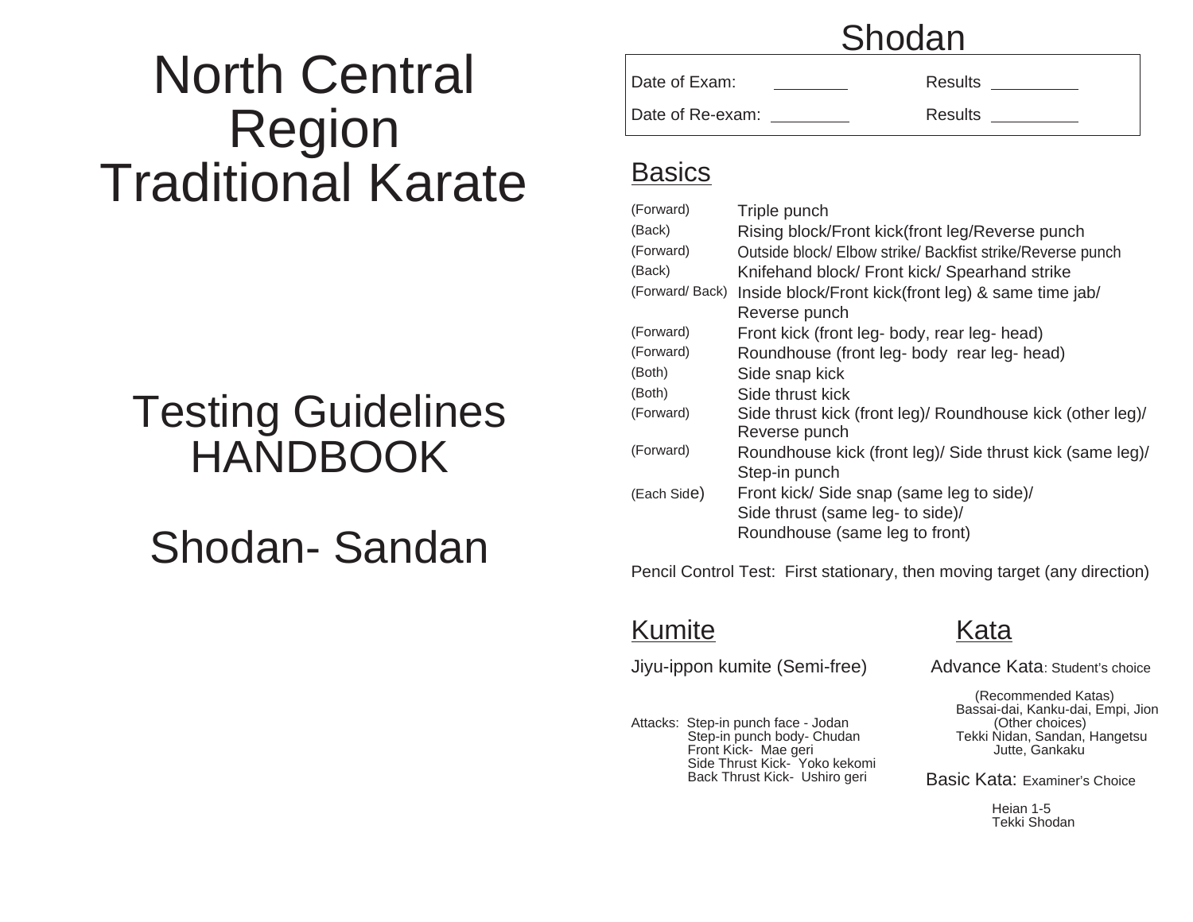# North Central Region Traditional Karate

## Testing Guidelines HANDBOOK

## Shodan- Sandan

# Shodan

| Date of Exam: ________ | Results ________ |
| --- | --- |
| Date of Re-exam: ________ | Results ________ |

## Basics

| | |
| --- | --- |
| (Forward) | Triple punch |
| (Back) | Rising block/Front kick(front leg/Reverse punch |
| (Forward) | Outside block/ Elbow strike/ Backfist strike/Reverse punch |
| (Back) | Knifehand block/ Front kick/ Spearhand strike |
| (Forward/ Back) | Inside block/Front kick(front leg) & same time jab/ Reverse punch |
| (Forward) | Front kick (front leg- body, rear leg- head) |
| (Forward) | Roundhouse (front leg- body rear leg- head) |
| (Both) | Side snap kick |
| (Both) | Side thrust kick |
| (Forward) | Side thrust kick (front leg)/ Roundhouse kick (other leg)/ Reverse punch |
| (Forward) | Roundhouse kick (front leg)/ Side thrust kick (same leg)/ Step-in punch |
| (Each Side) | Front kick/ Side snap (same leg to side)/ Side thrust (same leg- to side)/ Roundhouse (same leg to front) |

Pencil Control Test: First stationary, then moving target (any direction)

## Kumite

Jiyu-ippon kumite (Semi-free)

Attacks:
- Step-in punch face - Jodan
- Step-in punch body- Chudan
- Front Kick- Mae geri
- Side Thrust Kick- Yoko kekomi
- Back Thrust Kick- Ushiro geri

## Kata

Advance Kata: Student's choice

(Recommended Katas)
Bassai-dai, Kanku-dai, Empi, Jion
(Other choices)
Tekki Nidan, Sandan, Hangetsu
Jutte, Gankaku

Basic Kata: Examiner's Choice

Heian 1-5
Tekki Shodan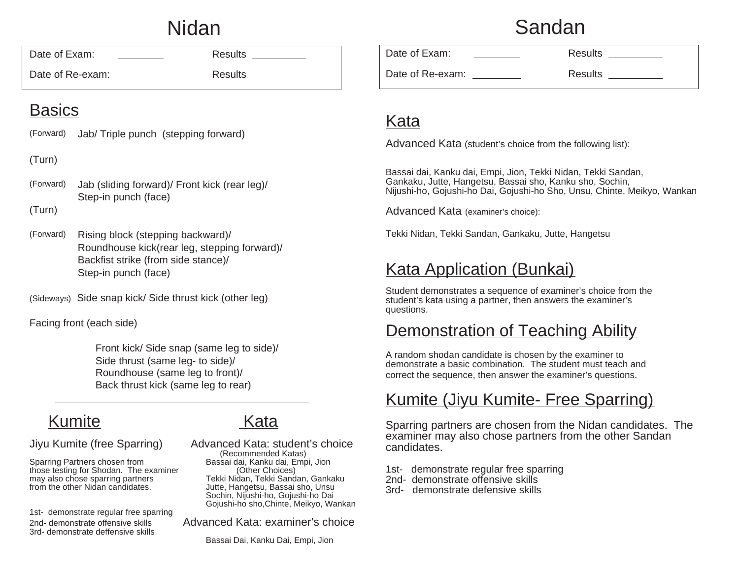# Nidan

Date of Exam: \_\_\_\_\_\_\_\_ Results \_\_\_\_\_\_\_\_\_\_

Date of Re-exam: \_\_\_\_\_\_\_\_ Results \_\_\_\_\_\_\_\_\_\_

## Basics

(Forward) Jab/ Triple punch (stepping forward)

(Turn)

(Forward) Jab (sliding forward)/ Front kick (rear leg)/
Step-in punch (face)

(Turn)

(Forward) Rising block (stepping backward)/
Roundhouse kick(rear leg, stepping forward)/
Backfist strike (from side stance)/
Step-in punch (face)

(Sideways) Side snap kick/ Side thrust kick (other leg)

Facing front (each side)

Front kick/ Side snap (same leg to side)/
Side thrust (same leg- to side)/
Roundhouse (same leg to front)/
Back thrust kick (same leg to rear)

---

## Kumite

Jiyu Kumite (free Sparring)

Sparring Partners chosen from those testing for Shodan. The examiner may also chose sparring partners from the other Nidan candidates.

1st- demonstrate regular free sparring
2nd- demonstrate offensive skills
3rd- demonstrate deffensive skills

## Kata

Advanced Kata: student's choice

(Recommended Katas)
Bassai dai, Kanku dai, Empi, Jion

(Other Choices)
Tekki Nidan, Tekki Sandan, Gankaku Jutte, Hangetsu, Bassai sho, Unsu Sochin, Nijushi-ho, Gojushi-ho Dai Gojushi-ho sho,Chinte, Meikyo, Wankan

Advanced Kata: examiner's choice

Bassai Dai, Kanku Dai, Empi, Jion

# Sandan

Date of Exam: \_\_\_\_\_\_\_\_ Results \_\_\_\_\_\_\_\_\_\_

Date of Re-exam: \_\_\_\_\_\_\_\_ Results \_\_\_\_\_\_\_\_\_\_

## Kata

Advanced Kata (student's choice from the following list):

Bassai dai, Kanku dai, Empi, Jion, Tekki Nidan, Tekki Sandan, Gankaku, Jutte, Hangetsu, Bassai sho, Kanku sho, Sochin, Nijushi-ho, Gojushi-ho Dai, Gojushi-ho Sho, Unsu, Chinte, Meikyo, Wankan

Advanced Kata (examiner's choice):

Tekki Nidan, Tekki Sandan, Gankaku, Jutte, Hangetsu

## Kata Application (Bunkai)

Student demonstrates a sequence of examiner's choice from the student's kata using a partner, then answers the examiner's questions.

## Demonstration of Teaching Ability

A random shodan candidate is chosen by the examiner to demonstrate a basic combination. The student must teach and correct the sequence, then answer the examiner's questions.

## Kumite (Jiyu Kumite- Free Sparring)

Sparring partners are chosen from the Nidan candidates. The examiner may also chose partners from the other Sandan candidates.

1st- demonstrate regular free sparring
2nd- demonstrate offensive skills
3rd- demonstrate defensive skills